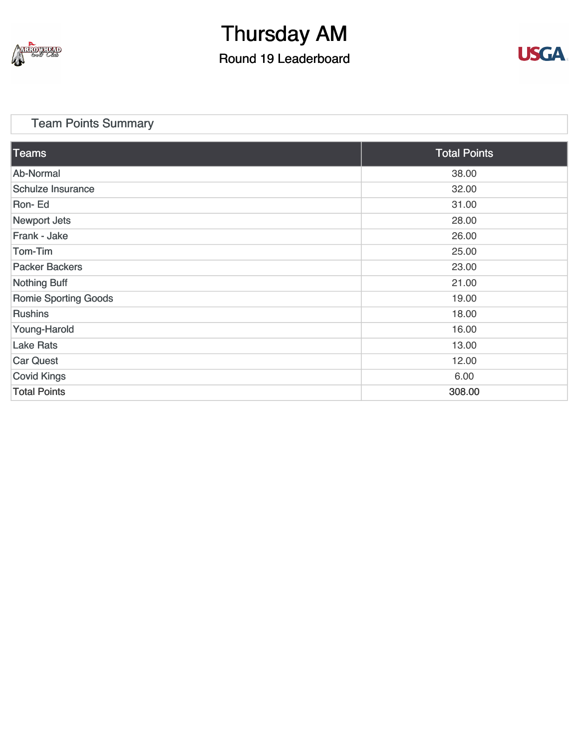# Thursday AM

## Round 19 Leaderboard

### Team Points Summary

| Teams | Total Points |
|---|---|
| Ab-Normal | 38.00 |
| Schulze Insurance | 32.00 |
| Ron- Ed | 31.00 |
| Newport Jets | 28.00 |
| Frank - Jake | 26.00 |
| Tom-Tim | 25.00 |
| Packer Backers | 23.00 |
| Nothing Buff | 21.00 |
| Romie Sporting Goods | 19.00 |
| Rushins | 18.00 |
| Young-Harold | 16.00 |
| Lake Rats | 13.00 |
| Car Quest | 12.00 |
| Covid Kings | 6.00 |
| Total Points | 308.00 |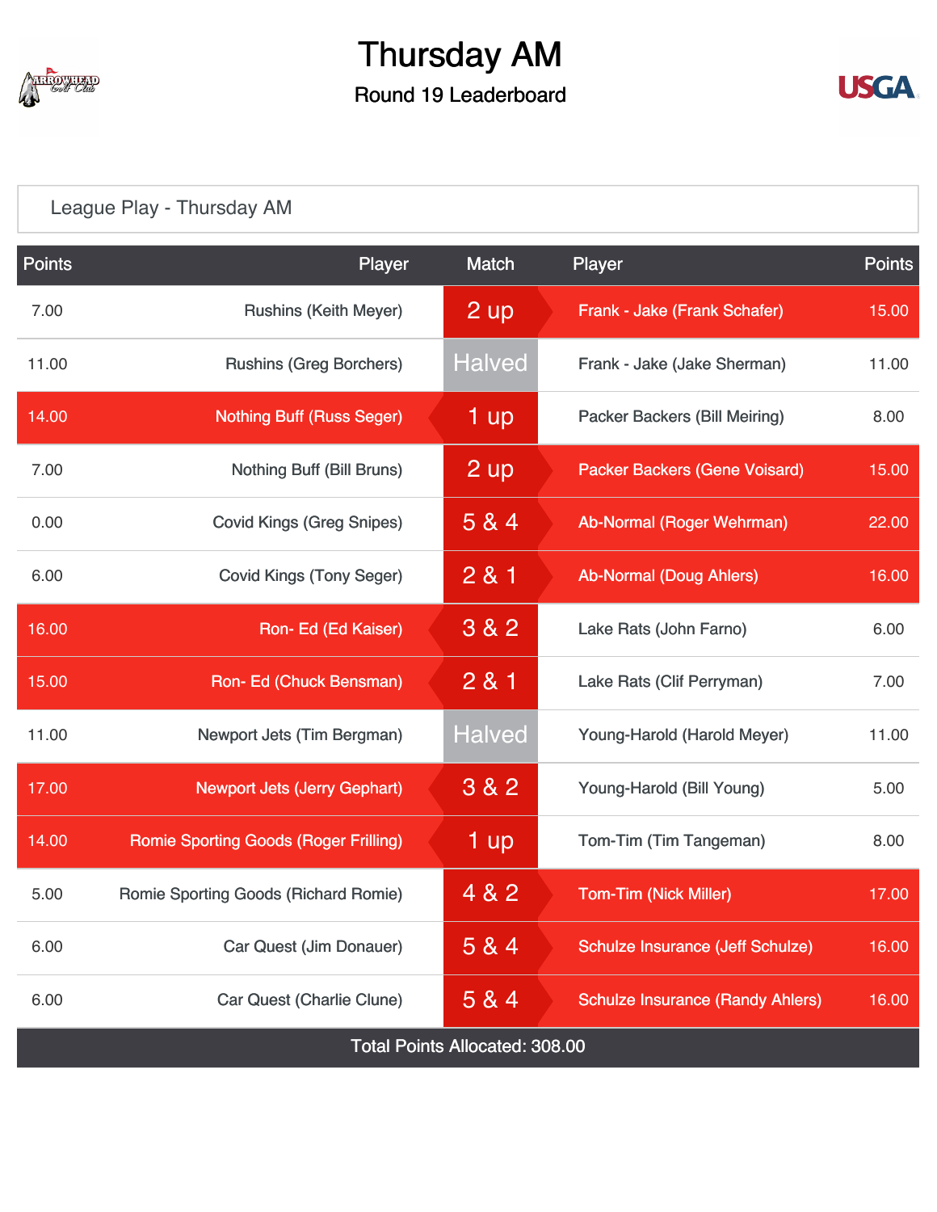# Thursday AM

## Round 19 Leaderboard

League Play - Thursday AM

| Points | Player | Match | Player | Points |
|---|---|---|---|---|
| 7.00 | Rushins (Keith Meyer) | 2 up | Frank - Jake (Frank Schafer) | 15.00 |
| 11.00 | Rushins (Greg Borchers) | Halved | Frank - Jake (Jake Sherman) | 11.00 |
| 14.00 | Nothing Buff (Russ Seger) | 1 up | Packer Backers (Bill Meiring) | 8.00 |
| 7.00 | Nothing Buff (Bill Bruns) | 2 up | Packer Backers (Gene Voisard) | 15.00 |
| 0.00 | Covid Kings (Greg Snipes) | 5 & 4 | Ab-Normal (Roger Wehrman) | 22.00 |
| 6.00 | Covid Kings (Tony Seger) | 2 & 1 | Ab-Normal (Doug Ahlers) | 16.00 |
| 16.00 | Ron- Ed (Ed Kaiser) | 3 & 2 | Lake Rats (John Farno) | 6.00 |
| 15.00 | Ron- Ed (Chuck Bensman) | 2 & 1 | Lake Rats (Clif Perryman) | 7.00 |
| 11.00 | Newport Jets (Tim Bergman) | Halved | Young-Harold (Harold Meyer) | 11.00 |
| 17.00 | Newport Jets (Jerry Gephart) | 3 & 2 | Young-Harold (Bill Young) | 5.00 |
| 14.00 | Romie Sporting Goods (Roger Frilling) | 1 up | Tom-Tim (Tim Tangeman) | 8.00 |
| 5.00 | Romie Sporting Goods (Richard Romie) | 4 & 2 | Tom-Tim (Nick Miller) | 17.00 |
| 6.00 | Car Quest (Jim Donauer) | 5 & 4 | Schulze Insurance (Jeff Schulze) | 16.00 |
| 6.00 | Car Quest (Charlie Clune) | 5 & 4 | Schulze Insurance (Randy Ahlers) | 16.00 |

Total Points Allocated: 308.00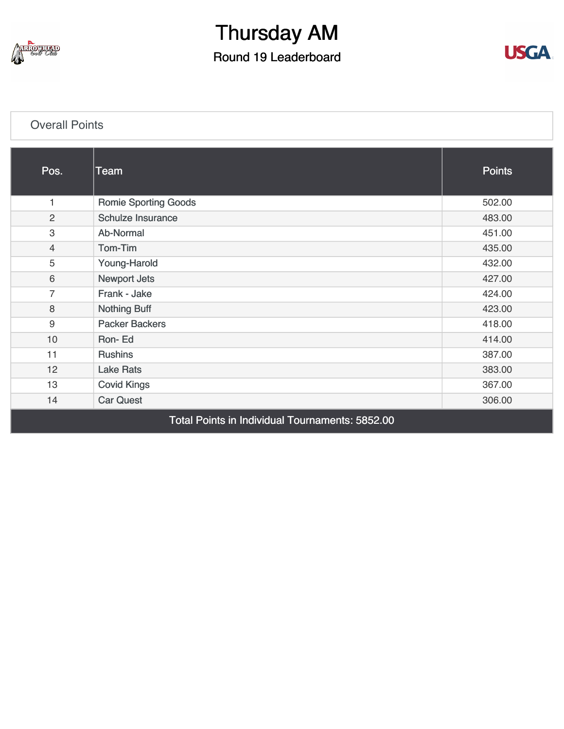# Thursday AM

## Round 19 Leaderboard

### Overall Points

| Pos. | Team | Points |
|---|---|---|
| 1 | Romie Sporting Goods | 502.00 |
| 2 | Schulze Insurance | 483.00 |
| 3 | Ab-Normal | 451.00 |
| 4 | Tom-Tim | 435.00 |
| 5 | Young-Harold | 432.00 |
| 6 | Newport Jets | 427.00 |
| 7 | Frank - Jake | 424.00 |
| 8 | Nothing Buff | 423.00 |
| 9 | Packer Backers | 418.00 |
| 10 | Ron- Ed | 414.00 |
| 11 | Rushins | 387.00 |
| 12 | Lake Rats | 383.00 |
| 13 | Covid Kings | 367.00 |
| 14 | Car Quest | 306.00 |
| Total Points in Individual Tournaments: 5852.00 | | |